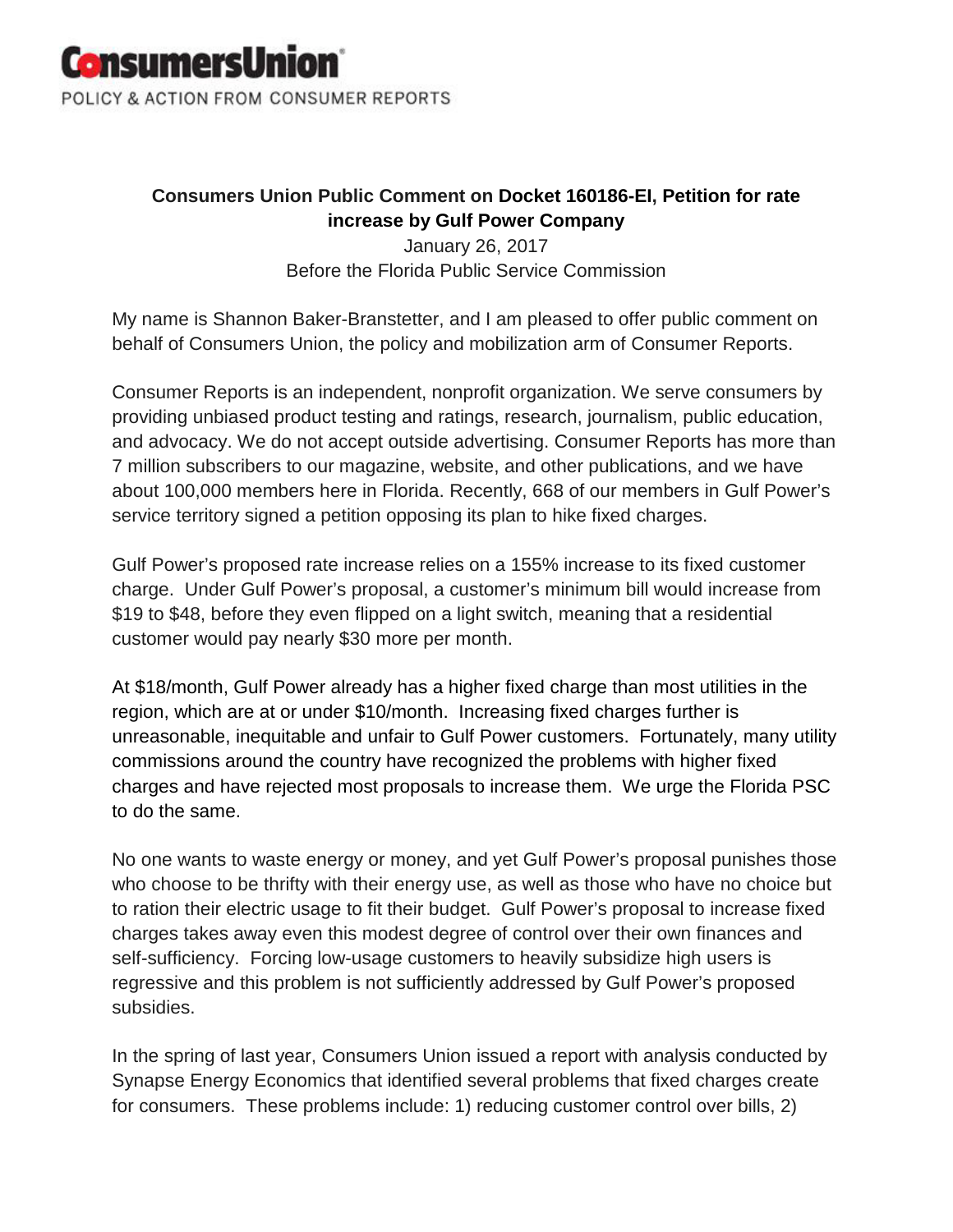**ConsumersUnion**

POLICY & ACTION FROM CONSUMER REPORTS

**Consumers Union Public Comment on Docket 160186-EI, Petition for rate increase by Gulf Power Company**

January 26, 2017

Before the Florida Public Service Commission

My name is Shannon Baker-Branstetter, and I am pleased to offer public comment on behalf of Consumers Union, the policy and mobilization arm of Consumer Reports.

Consumer Reports is an independent, nonprofit organization. We serve consumers by providing unbiased product testing and ratings, research, journalism, public education, and advocacy. We do not accept outside advertising. Consumer Reports has more than 7 million subscribers to our magazine, website, and other publications, and we have about 100,000 members here in Florida. Recently, 668 of our members in Gulf Power's service territory signed a petition opposing its plan to hike fixed charges.

Gulf Power's proposed rate increase relies on a 155% increase to its fixed customer charge. Under Gulf Power's proposal, a customer's minimum bill would increase from $19 to $48, before they even flipped on a light switch, meaning that a residential customer would pay nearly $30 more per month.

At $18/month, Gulf Power already has a higher fixed charge than most utilities in the region, which are at or under $10/month. Increasing fixed charges further is unreasonable, inequitable and unfair to Gulf Power customers. Fortunately, many utility commissions around the country have recognized the problems with higher fixed charges and have rejected most proposals to increase them. We urge the Florida PSC to do the same.

No one wants to waste energy or money, and yet Gulf Power's proposal punishes those who choose to be thrifty with their energy use, as well as those who have no choice but to ration their electric usage to fit their budget. Gulf Power's proposal to increase fixed charges takes away even this modest degree of control over their own finances and self-sufficiency. Forcing low-usage customers to heavily subsidize high users is regressive and this problem is not sufficiently addressed by Gulf Power's proposed subsidies.

In the spring of last year, Consumers Union issued a report with analysis conducted by Synapse Energy Economics that identified several problems that fixed charges create for consumers. These problems include: 1) reducing customer control over bills, 2)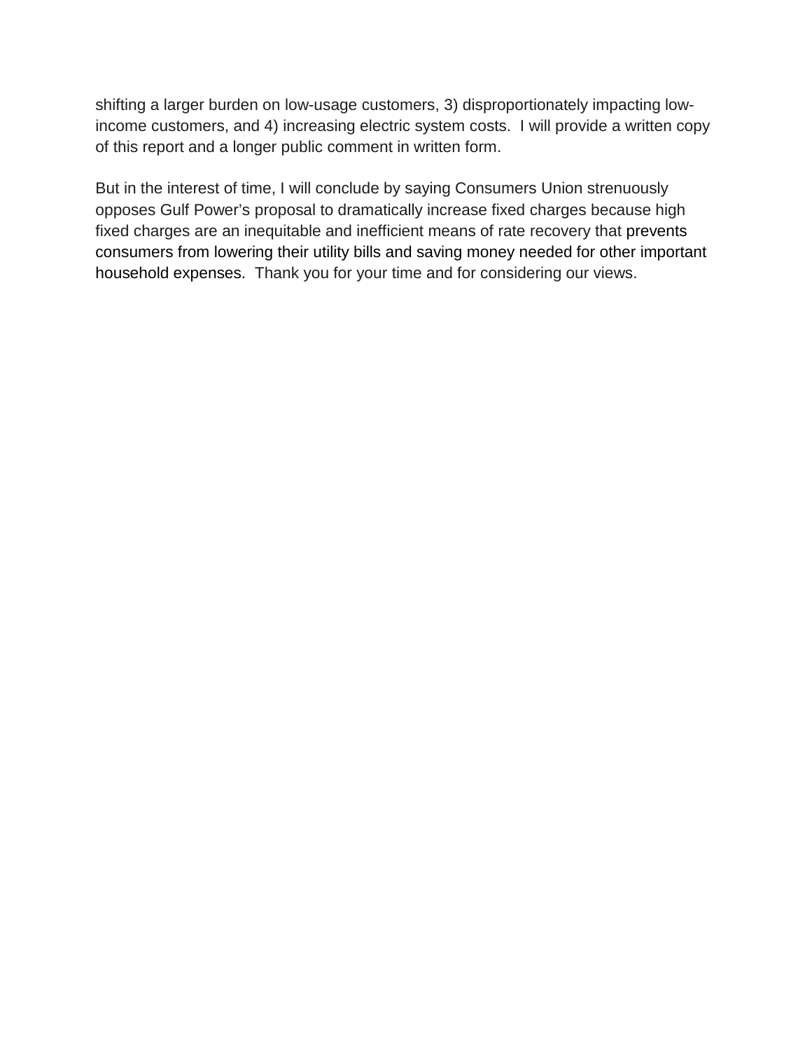shifting a larger burden on low-usage customers, 3) disproportionately impacting low-income customers, and 4) increasing electric system costs. I will provide a written copy of this report and a longer public comment in written form.

But in the interest of time, I will conclude by saying Consumers Union strenuously opposes Gulf Power's proposal to dramatically increase fixed charges because high fixed charges are an inequitable and inefficient means of rate recovery that prevents consumers from lowering their utility bills and saving money needed for other important household expenses. Thank you for your time and for considering our views.